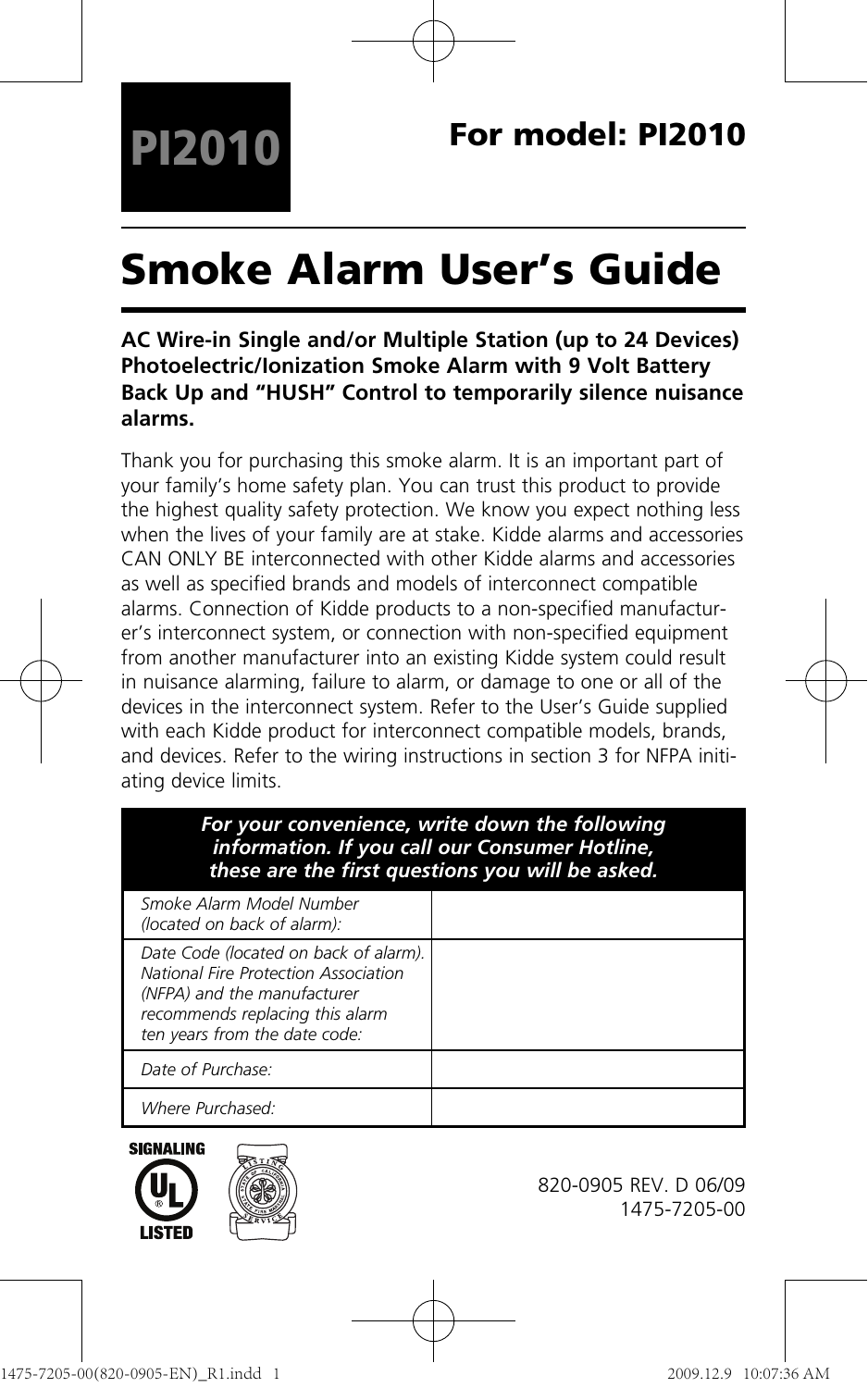# PI2010

**For model: PI2010**

# Smoke Alarm User's Guide

**AC Wire-in Single and/or Multiple Station (up to 24 Devices) Photoelectric/Ionization Smoke Alarm with 9 Volt Battery Back Up and "HUSH" Control to temporarily silence nuisance alarms.**

Thank you for purchasing this smoke alarm. It is an important part of your family's home safety plan. You can trust this product to provide the highest quality safety protection. We know you expect nothing less when the lives of your family are at stake. Kidde alarms and accessories CAN ONLY BE interconnected with other Kidde alarms and accessories as well as specified brands and models of interconnect compatible alarms. Connection of Kidde products to a non-specified manufacturer's interconnect system, or connection with non-specified equipment from another manufacturer into an existing Kidde system could result in nuisance alarming, failure to alarm, or damage to one or all of the devices in the interconnect system. Refer to the User's Guide supplied with each Kidde product for interconnect compatible models, brands, and devices. Refer to the wiring instructions in section 3 for NFPA initiating device limits.

| ***For your convenience, write down the following information. If you call our Consumer Hotline, these are the first questions you will be asked.*** | |
|---|---|
| *Smoke Alarm Model Number (located on back of alarm):* | |
| *Date Code (located on back of alarm). National Fire Protection Association (NFPA) and the manufacturer recommends replacing this alarm ten years from the date code:* | |
| *Date of Purchase:* | |
| *Where Purchased:* | |

SIGNALING UL LISTED

820-0905 REV. D 06/09
1475-7205-00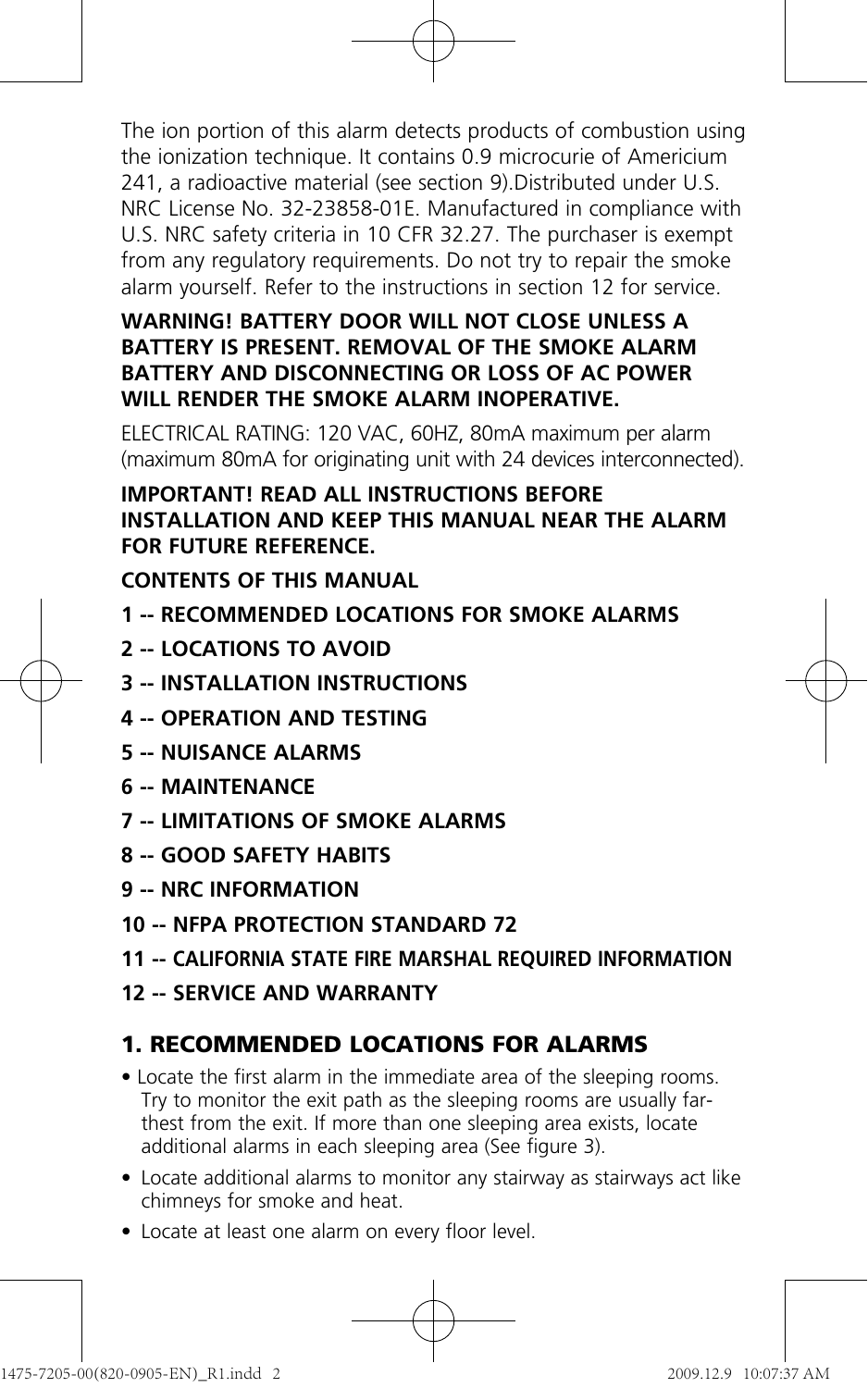The ion portion of this alarm detects products of combustion using the ionization technique. It contains 0.9 microcurie of Americium 241, a radioactive material (see section 9).Distributed under U.S. NRC License No. 32-23858-01E. Manufactured in compliance with U.S. NRC safety criteria in 10 CFR 32.27. The purchaser is exempt from any regulatory requirements. Do not try to repair the smoke alarm yourself. Refer to the instructions in section 12 for service.

**WARNING! BATTERY DOOR WILL NOT CLOSE UNLESS A BATTERY IS PRESENT. REMOVAL OF THE SMOKE ALARM BATTERY AND DISCONNECTING OR LOSS OF AC POWER WILL RENDER THE SMOKE ALARM INOPERATIVE.**

ELECTRICAL RATING: 120 VAC, 60HZ, 80mA maximum per alarm (maximum 80mA for originating unit with 24 devices interconnected).

**IMPORTANT! READ ALL INSTRUCTIONS BEFORE INSTALLATION AND KEEP THIS MANUAL NEAR THE ALARM FOR FUTURE REFERENCE.**

**CONTENTS OF THIS MANUAL**

**1 -- RECOMMENDED LOCATIONS FOR SMOKE ALARMS**

**2 -- LOCATIONS TO AVOID**

**3 -- INSTALLATION INSTRUCTIONS**

**4 -- OPERATION AND TESTING**

**5 -- NUISANCE ALARMS**

**6 -- MAINTENANCE**

**7 -- LIMITATIONS OF SMOKE ALARMS**

**8 -- GOOD SAFETY HABITS**

**9 -- NRC INFORMATION**

**10 -- NFPA PROTECTION STANDARD 72**

**11 -- CALIFORNIA STATE FIRE MARSHAL REQUIRED INFORMATION**

**12 -- SERVICE AND WARRANTY**

## 1. RECOMMENDED LOCATIONS FOR ALARMS

- Locate the first alarm in the immediate area of the sleeping rooms. Try to monitor the exit path as the sleeping rooms are usually farthest from the exit. If more than one sleeping area exists, locate additional alarms in each sleeping area (See figure 3).
- Locate additional alarms to monitor any stairway as stairways act like chimneys for smoke and heat.
- Locate at least one alarm on every floor level.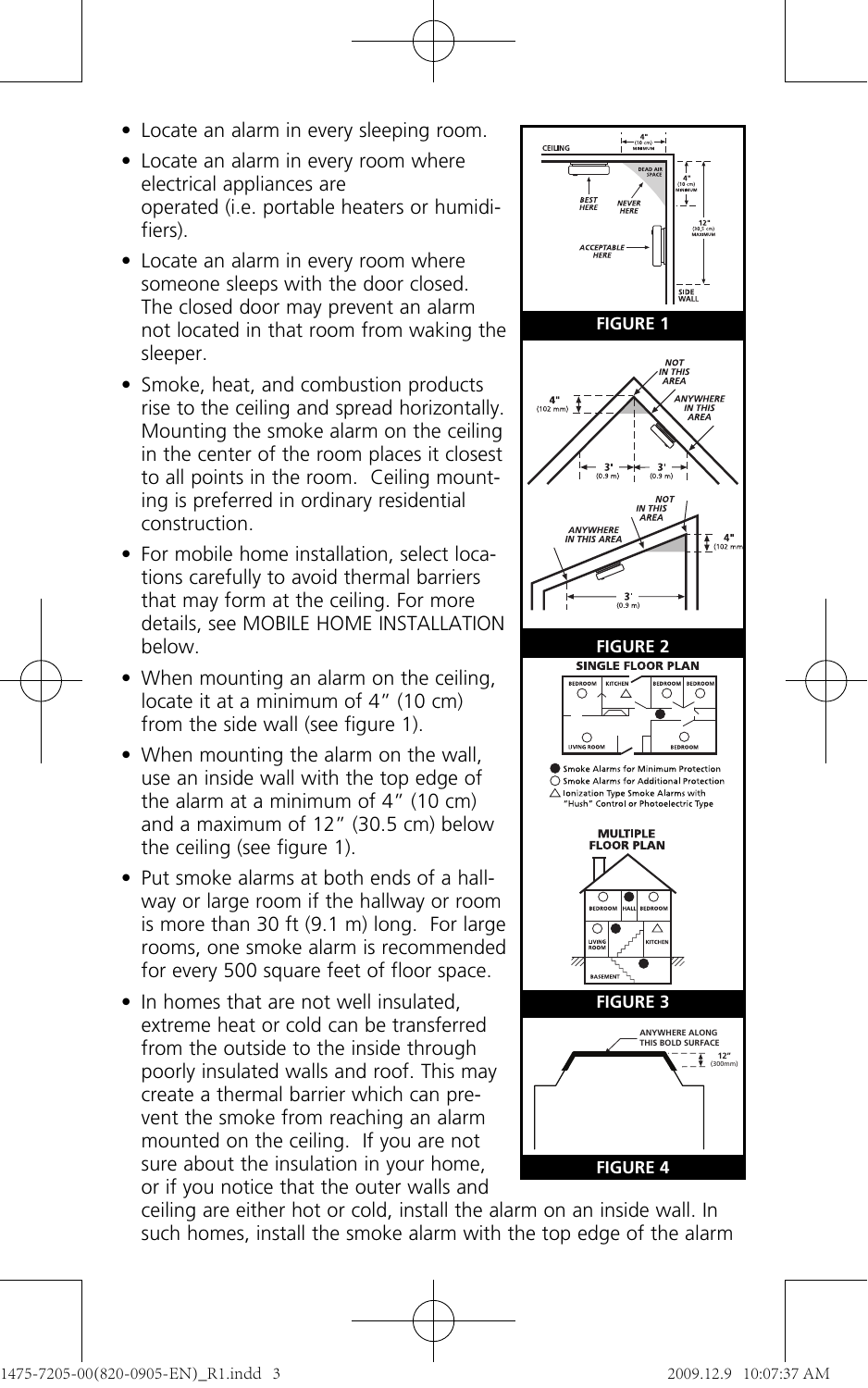- Locate an alarm in every sleeping room.
- Locate an alarm in every room where electrical appliances are operated (i.e. portable heaters or humidifiers).
- Locate an alarm in every room where someone sleeps with the door closed. The closed door may prevent an alarm not located in that room from waking the sleeper.
- Smoke, heat, and combustion products rise to the ceiling and spread horizontally. Mounting the smoke alarm on the ceiling in the center of the room places it closest to all points in the room. Ceiling mounting is preferred in ordinary residential construction.
- For mobile home installation, select locations carefully to avoid thermal barriers that may form at the ceiling. For more details, see MOBILE HOME INSTALLATION below.
- When mounting an alarm on the ceiling, locate it at a minimum of 4" (10 cm) from the side wall (see figure 1).
- When mounting the alarm on the wall, use an inside wall with the top edge of the alarm at a minimum of 4" (10 cm) and a maximum of 12" (30.5 cm) below the ceiling (see figure 1).
- Put smoke alarms at both ends of a hallway or large room if the hallway or room is more than 30 ft (9.1 m) long. For large rooms, one smoke alarm is recommended for every 500 square feet of floor space.
- In homes that are not well insulated, extreme heat or cold can be transferred from the outside to the inside through poorly insulated walls and roof. This may create a thermal barrier which can prevent the smoke from reaching an alarm mounted on the ceiling. If you are not sure about the insulation in your home, or if you notice that the outer walls and ceiling are either hot or cold, install the alarm on an inside wall. In such homes, install the smoke alarm with the top edge of the alarm

CEILING · 4" (10 cm) MINIMUM · DEAD AIR SPACE · BEST HERE · NEVER HERE · 4" (10 cm) MINIMUM · 12" (30.5 cm) MAXIMUM · ACCEPTABLE HERE · SIDE WALL

**FIGURE 1**

NOT IN THIS AREA · ANYWHERE IN THIS AREA · 4" (102 mm) · 3' (0.9 m) · 3' (0.9 m)

NOT IN THIS AREA · ANYWHERE IN THIS AREA · 4" (102 mm) · 3' (0.9 m)

**FIGURE 2**

**SINGLE FLOOR PLAN**

BEDROOM · KITCHEN · BEDROOM · BEDROOM · LIVING ROOM · BEDROOM

● Smoke Alarms for Minimum Protection
○ Smoke Alarms for Additional Protection
△ Ionization Type Smoke Alarms with "Hush" Control or Photoelectric Type

**MULTIPLE FLOOR PLAN**

BEDROOM · HALL · BEDROOM · LIVING ROOM · KITCHEN · BASEMENT

**FIGURE 3**

ANYWHERE ALONG THIS BOLD SURFACE · 12" (300mm)

**FIGURE 4**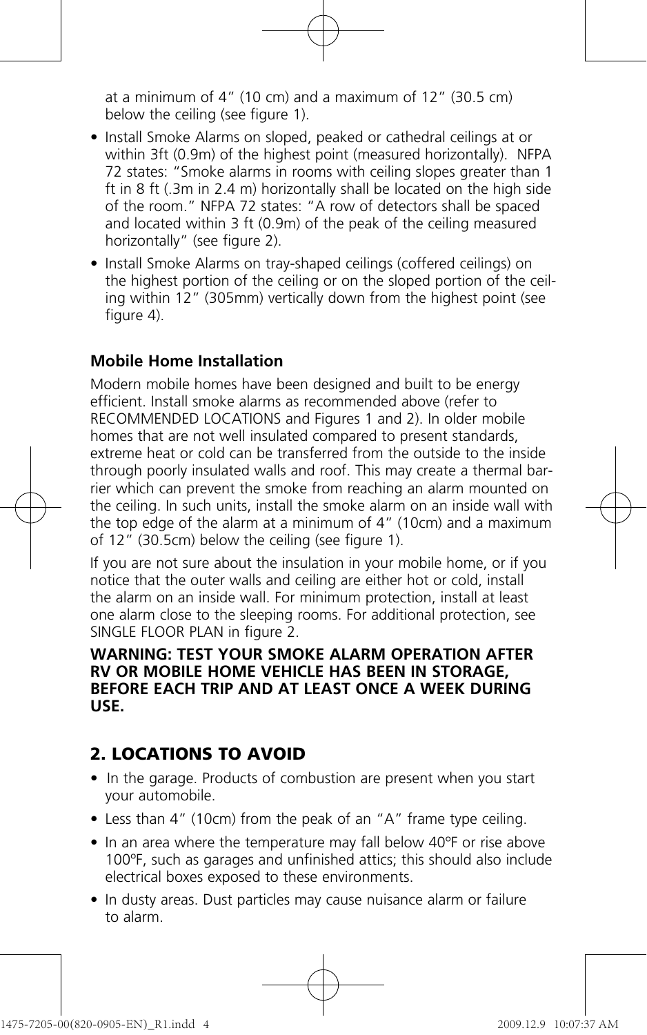at a minimum of 4" (10 cm) and a maximum of 12" (30.5 cm) below the ceiling (see figure 1).

- Install Smoke Alarms on sloped, peaked or cathedral ceilings at or within 3ft (0.9m) of the highest point (measured horizontally). NFPA 72 states: "Smoke alarms in rooms with ceiling slopes greater than 1 ft in 8 ft (.3m in 2.4 m) horizontally shall be located on the high side of the room." NFPA 72 states: "A row of detectors shall be spaced and located within 3 ft (0.9m) of the peak of the ceiling measured horizontally" (see figure 2).
- Install Smoke Alarms on tray-shaped ceilings (coffered ceilings) on the highest portion of the ceiling or on the sloped portion of the ceiling within 12" (305mm) vertically down from the highest point (see figure 4).

**Mobile Home Installation**

Modern mobile homes have been designed and built to be energy efficient. Install smoke alarms as recommended above (refer to RECOMMENDED LOCATIONS and Figures 1 and 2). In older mobile homes that are not well insulated compared to present standards, extreme heat or cold can be transferred from the outside to the inside through poorly insulated walls and roof. This may create a thermal barrier which can prevent the smoke from reaching an alarm mounted on the ceiling. In such units, install the smoke alarm on an inside wall with the top edge of the alarm at a minimum of 4" (10cm) and a maximum of 12" (30.5cm) below the ceiling (see figure 1).

If you are not sure about the insulation in your mobile home, or if you notice that the outer walls and ceiling are either hot or cold, install the alarm on an inside wall. For minimum protection, install at least one alarm close to the sleeping rooms. For additional protection, see SINGLE FLOOR PLAN in figure 2.

**WARNING: TEST YOUR SMOKE ALARM OPERATION AFTER RV OR MOBILE HOME VEHICLE HAS BEEN IN STORAGE, BEFORE EACH TRIP AND AT LEAST ONCE A WEEK DURING USE.**

## 2. LOCATIONS TO AVOID

- In the garage. Products of combustion are present when you start your automobile.
- Less than 4" (10cm) from the peak of an "A" frame type ceiling.
- In an area where the temperature may fall below 40ºF or rise above 100ºF, such as garages and unfinished attics; this should also include electrical boxes exposed to these environments.
- In dusty areas. Dust particles may cause nuisance alarm or failure to alarm.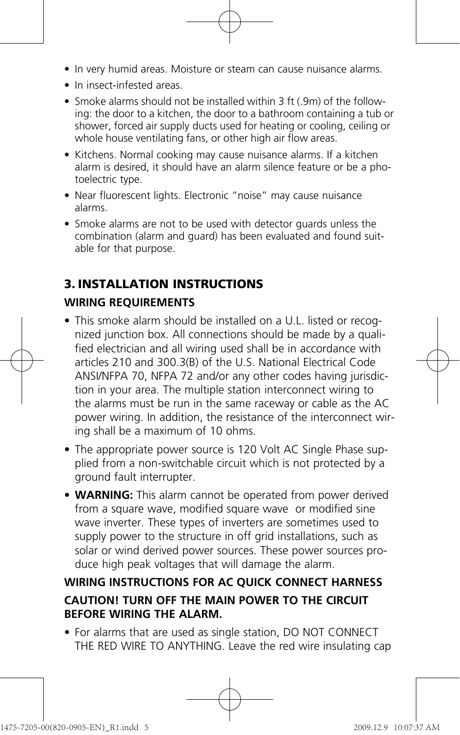- In very humid areas. Moisture or steam can cause nuisance alarms.
- In insect-infested areas.
- Smoke alarms should not be installed within 3 ft (.9m) of the following: the door to a kitchen, the door to a bathroom containing a tub or shower, forced air supply ducts used for heating or cooling, ceiling or whole house ventilating fans, or other high air flow areas.
- Kitchens. Normal cooking may cause nuisance alarms. If a kitchen alarm is desired, it should have an alarm silence feature or be a photoelectric type.
- Near fluorescent lights. Electronic "noise" may cause nuisance alarms.
- Smoke alarms are not to be used with detector guards unless the combination (alarm and guard) has been evaluated and found suitable for that purpose.

## 3. INSTALLATION INSTRUCTIONS

### WIRING REQUIREMENTS

- This smoke alarm should be installed on a U.L. listed or recognized junction box. All connections should be made by a qualified electrician and all wiring used shall be in accordance with articles 210 and 300.3(B) of the U.S. National Electrical Code ANSI/NFPA 70, NFPA 72 and/or any other codes having jurisdiction in your area. The multiple station interconnect wiring to the alarms must be run in the same raceway or cable as the AC power wiring. In addition, the resistance of the interconnect wiring shall be a maximum of 10 ohms.
- The appropriate power source is 120 Volt AC Single Phase supplied from a non-switchable circuit which is not protected by a ground fault interrupter.
- **WARNING:** This alarm cannot be operated from power derived from a square wave, modified square wave or modified sine wave inverter. These types of inverters are sometimes used to supply power to the structure in off grid installations, such as solar or wind derived power sources. These power sources produce high peak voltages that will damage the alarm.

### WIRING INSTRUCTIONS FOR AC QUICK CONNECT HARNESS

**CAUTION! TURN OFF THE MAIN POWER TO THE CIRCUIT BEFORE WIRING THE ALARM.**

- For alarms that are used as single station, DO NOT CONNECT THE RED WIRE TO ANYTHING. Leave the red wire insulating cap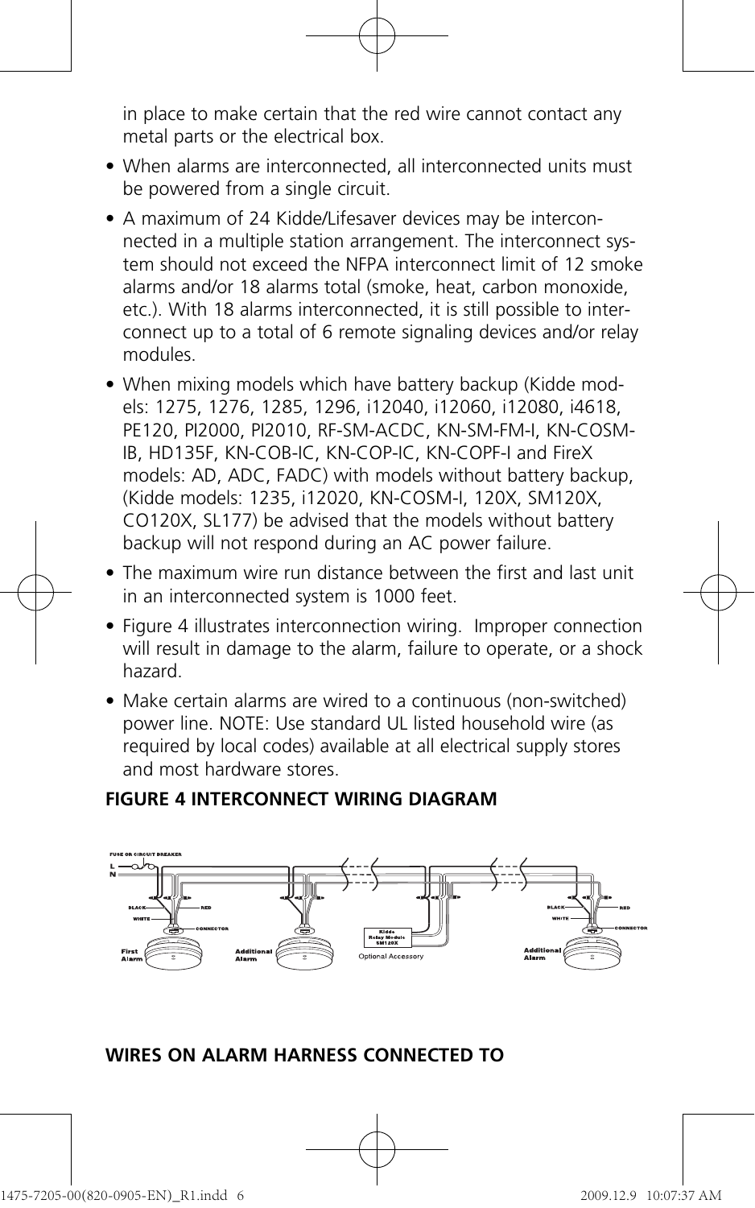in place to make certain that the red wire cannot contact any metal parts or the electrical box.

- When alarms are interconnected, all interconnected units must be powered from a single circuit.
- A maximum of 24 Kidde/Lifesaver devices may be interconnected in a multiple station arrangement. The interconnect system should not exceed the NFPA interconnect limit of 12 smoke alarms and/or 18 alarms total (smoke, heat, carbon monoxide, etc.). With 18 alarms interconnected, it is still possible to interconnect up to a total of 6 remote signaling devices and/or relay modules.
- When mixing models which have battery backup (Kidde models: 1275, 1276, 1285, 1296, i12040, i12060, i12080, i4618, PE120, PI2000, PI2010, RF-SM-ACDC, KN-SM-FM-I, KN-COSM-IB, HD135F, KN-COB-IC, KN-COP-IC, KN-COPF-I and FireX models: AD, ADC, FADC) with models without battery backup, (Kidde models: 1235, i12020, KN-COSM-I, 120X, SM120X, CO120X, SL177) be advised that the models without battery backup will not respond during an AC power failure.
- The maximum wire run distance between the first and last unit in an interconnected system is 1000 feet.
- Figure 4 illustrates interconnection wiring. Improper connection will result in damage to the alarm, failure to operate, or a shock hazard.
- Make certain alarms are wired to a continuous (non-switched) power line. NOTE: Use standard UL listed household wire (as required by local codes) available at all electrical supply stores and most hardware stores.

**FIGURE 4 INTERCONNECT WIRING DIAGRAM**

FUSE OR CIRCUIT BREAKER
L
N
BLACK RED WHITE CONNECTOR
First Alarm
Additional Alarm
Kidde Relay Module SM120X
Optional Accessory
Additional Alarm

**WIRES ON ALARM HARNESS CONNECTED TO**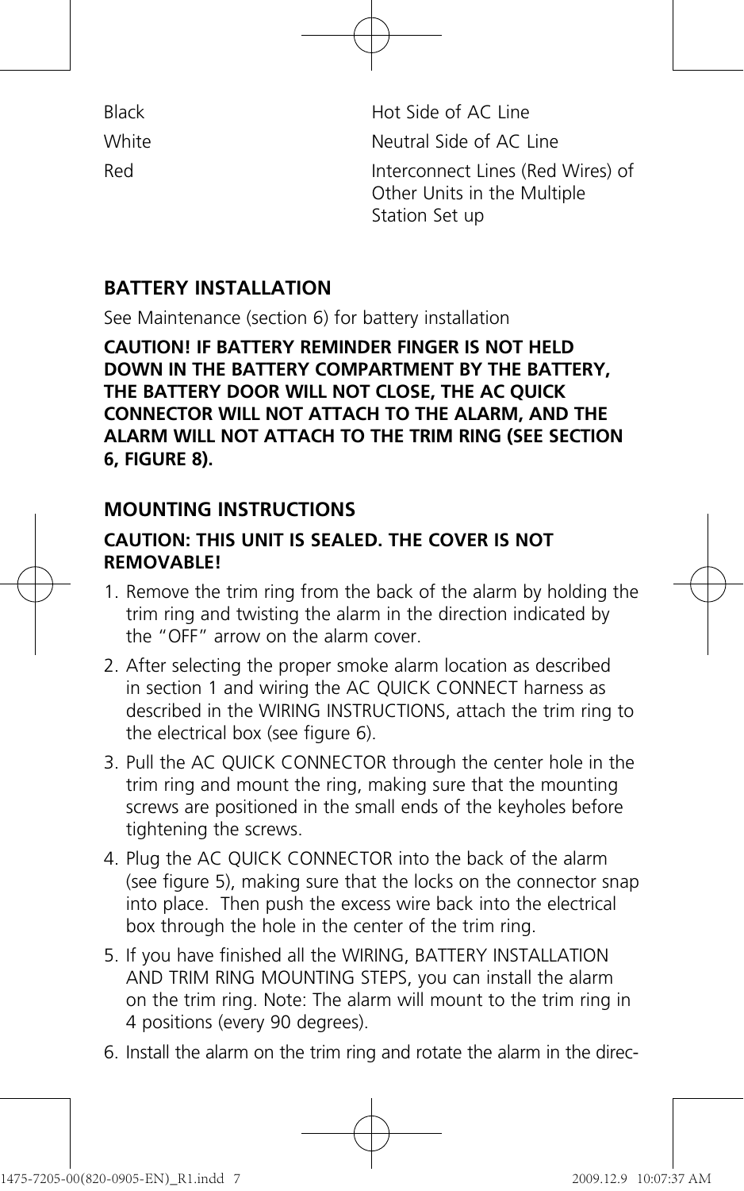| | |
|---|---|
| Black | Hot Side of AC Line |
| White | Neutral Side of AC Line |
| Red | Interconnect Lines (Red Wires) of Other Units in the Multiple Station Set up |

## BATTERY INSTALLATION

See Maintenance (section 6) for battery installation

**CAUTION! IF BATTERY REMINDER FINGER IS NOT HELD DOWN IN THE BATTERY COMPARTMENT BY THE BATTERY, THE BATTERY DOOR WILL NOT CLOSE, THE AC QUICK CONNECTOR WILL NOT ATTACH TO THE ALARM, AND THE ALARM WILL NOT ATTACH TO THE TRIM RING (SEE SECTION 6, FIGURE 8).**

## MOUNTING INSTRUCTIONS

**CAUTION: THIS UNIT IS SEALED. THE COVER IS NOT REMOVABLE!**

1. Remove the trim ring from the back of the alarm by holding the trim ring and twisting the alarm in the direction indicated by the "OFF" arrow on the alarm cover.
2. After selecting the proper smoke alarm location as described in section 1 and wiring the AC QUICK CONNECT harness as described in the WIRING INSTRUCTIONS, attach the trim ring to the electrical box (see figure 6).
3. Pull the AC QUICK CONNECTOR through the center hole in the trim ring and mount the ring, making sure that the mounting screws are positioned in the small ends of the keyholes before tightening the screws.
4. Plug the AC QUICK CONNECTOR into the back of the alarm (see figure 5), making sure that the locks on the connector snap into place. Then push the excess wire back into the electrical box through the hole in the center of the trim ring.
5. If you have finished all the WIRING, BATTERY INSTALLATION AND TRIM RING MOUNTING STEPS, you can install the alarm on the trim ring. Note: The alarm will mount to the trim ring in 4 positions (every 90 degrees).
6. Install the alarm on the trim ring and rotate the alarm in the direc-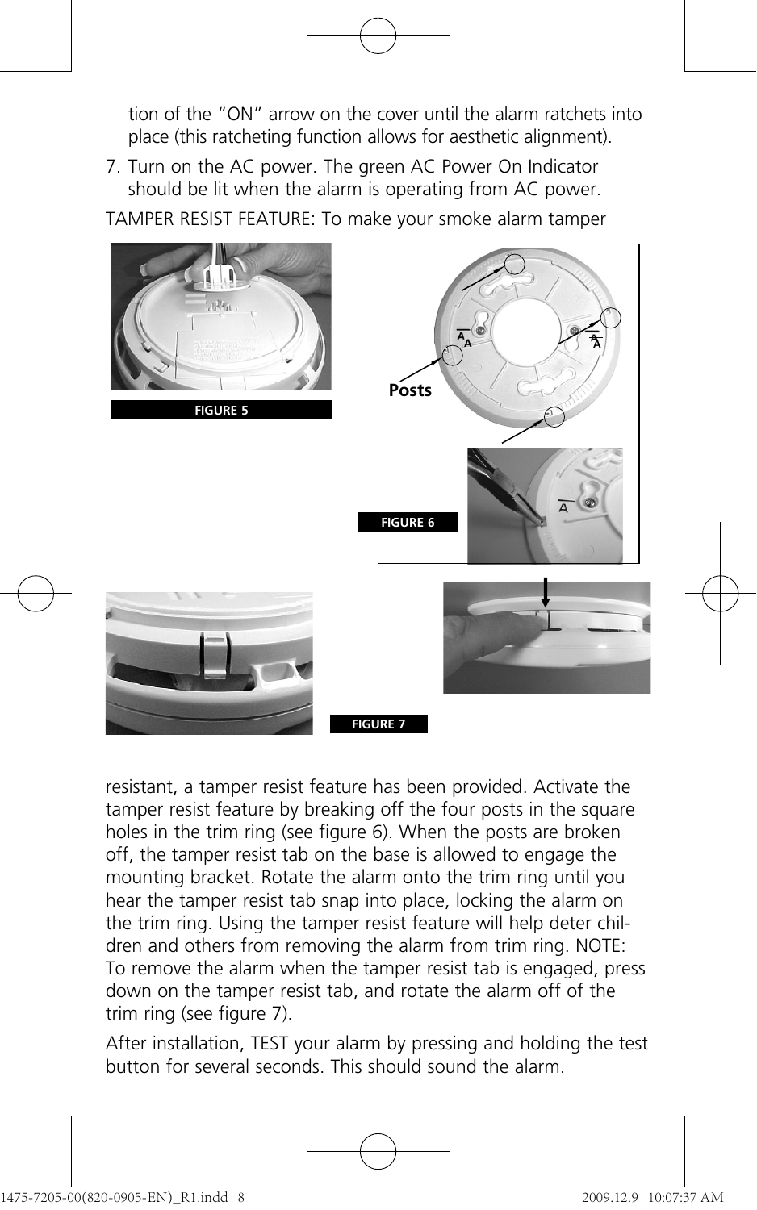tion of the "ON" arrow on the cover until the alarm ratchets into place (this ratcheting function allows for aesthetic alignment).

7. Turn on the AC power. The green AC Power On Indicator should be lit when the alarm is operating from AC power.

TAMPER RESIST FEATURE: To make your smoke alarm tamper

FIGURE 5

Posts

FIGURE 6

FIGURE 7

resistant, a tamper resist feature has been provided. Activate the tamper resist feature by breaking off the four posts in the square holes in the trim ring (see figure 6). When the posts are broken off, the tamper resist tab on the base is allowed to engage the mounting bracket. Rotate the alarm onto the trim ring until you hear the tamper resist tab snap into place, locking the alarm on the trim ring. Using the tamper resist feature will help deter children and others from removing the alarm from trim ring. NOTE: To remove the alarm when the tamper resist tab is engaged, press down on the tamper resist tab, and rotate the alarm off of the trim ring (see figure 7).

After installation, TEST your alarm by pressing and holding the test button for several seconds. This should sound the alarm.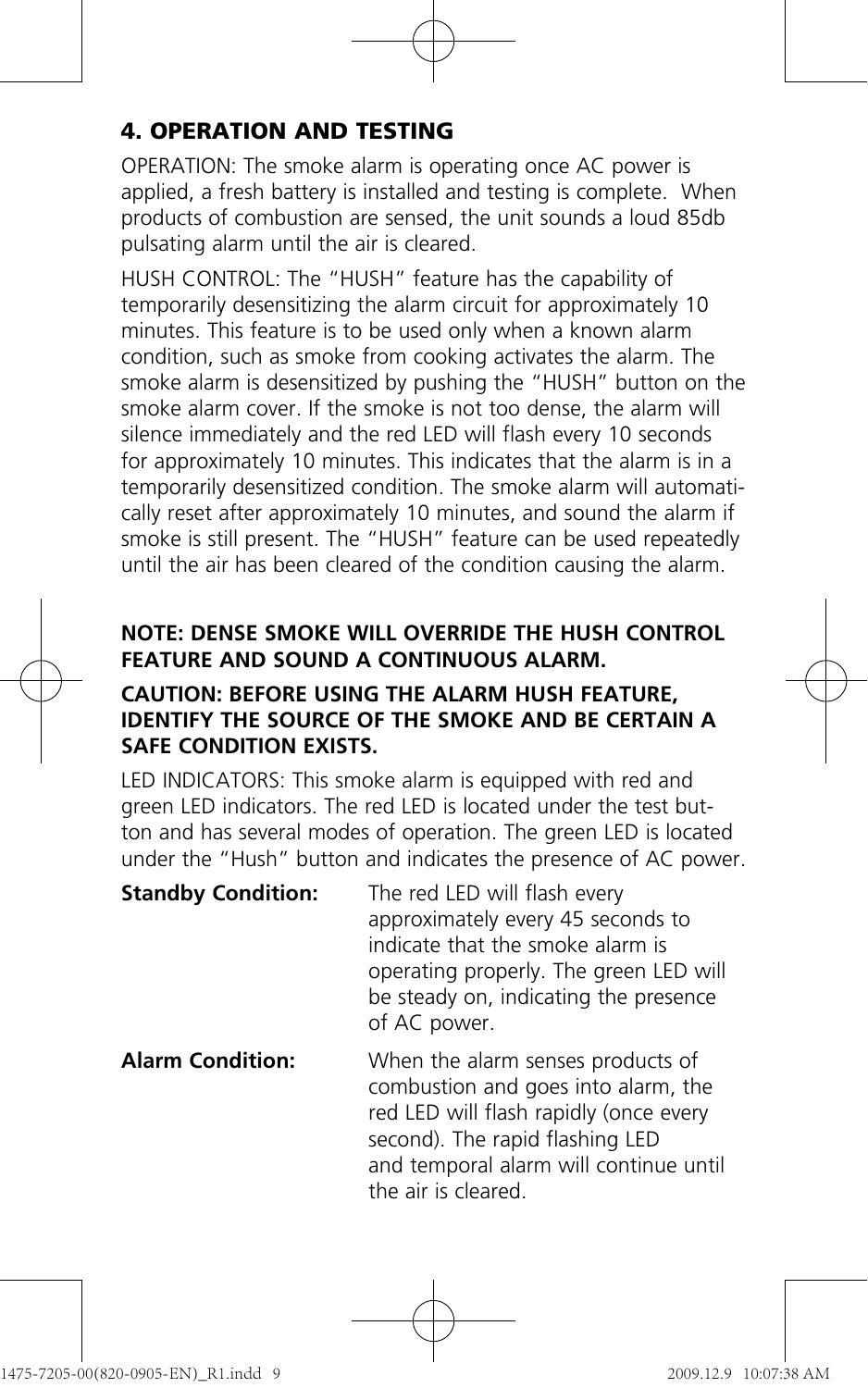## 4. OPERATION AND TESTING

OPERATION: The smoke alarm is operating once AC power is applied, a fresh battery is installed and testing is complete. When products of combustion are sensed, the unit sounds a loud 85db pulsating alarm until the air is cleared.

HUSH CONTROL: The "HUSH" feature has the capability of temporarily desensitizing the alarm circuit for approximately 10 minutes. This feature is to be used only when a known alarm condition, such as smoke from cooking activates the alarm. The smoke alarm is desensitized by pushing the "HUSH" button on the smoke alarm cover. If the smoke is not too dense, the alarm will silence immediately and the red LED will flash every 10 seconds for approximately 10 minutes. This indicates that the alarm is in a temporarily desensitized condition. The smoke alarm will automatically reset after approximately 10 minutes, and sound the alarm if smoke is still present. The "HUSH" feature can be used repeatedly until the air has been cleared of the condition causing the alarm.

**NOTE: DENSE SMOKE WILL OVERRIDE THE HUSH CONTROL FEATURE AND SOUND A CONTINUOUS ALARM.**

**CAUTION: BEFORE USING THE ALARM HUSH FEATURE, IDENTIFY THE SOURCE OF THE SMOKE AND BE CERTAIN A SAFE CONDITION EXISTS.**

LED INDICATORS: This smoke alarm is equipped with red and green LED indicators. The red LED is located under the test button and has several modes of operation. The green LED is located under the "Hush" button and indicates the presence of AC power.

**Standby Condition:** The red LED will flash every approximately every 45 seconds to indicate that the smoke alarm is operating properly. The green LED will be steady on, indicating the presence of AC power.

**Alarm Condition:** When the alarm senses products of combustion and goes into alarm, the red LED will flash rapidly (once every second). The rapid flashing LED and temporal alarm will continue until the air is cleared.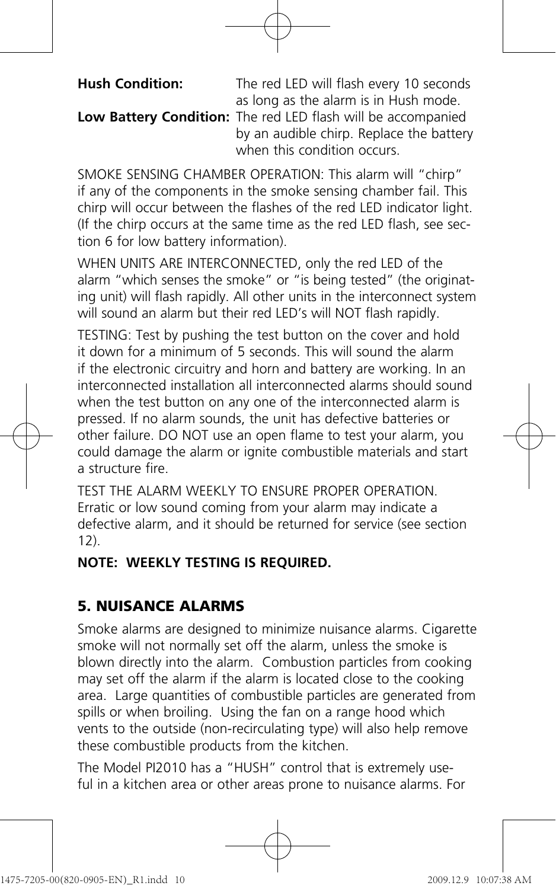**Hush Condition:** The red LED will flash every 10 seconds as long as the alarm is in Hush mode.

**Low Battery Condition:** The red LED flash will be accompanied by an audible chirp. Replace the battery when this condition occurs.

SMOKE SENSING CHAMBER OPERATION: This alarm will "chirp" if any of the components in the smoke sensing chamber fail. This chirp will occur between the flashes of the red LED indicator light. (If the chirp occurs at the same time as the red LED flash, see section 6 for low battery information).

WHEN UNITS ARE INTERCONNECTED, only the red LED of the alarm "which senses the smoke" or "is being tested" (the originating unit) will flash rapidly. All other units in the interconnect system will sound an alarm but their red LED's will NOT flash rapidly.

TESTING: Test by pushing the test button on the cover and hold it down for a minimum of 5 seconds. This will sound the alarm if the electronic circuitry and horn and battery are working. In an interconnected installation all interconnected alarms should sound when the test button on any one of the interconnected alarm is pressed. If no alarm sounds, the unit has defective batteries or other failure. DO NOT use an open flame to test your alarm, you could damage the alarm or ignite combustible materials and start a structure fire.

TEST THE ALARM WEEKLY TO ENSURE PROPER OPERATION. Erratic or low sound coming from your alarm may indicate a defective alarm, and it should be returned for service (see section 12).

**NOTE: WEEKLY TESTING IS REQUIRED.**

## 5. NUISANCE ALARMS

Smoke alarms are designed to minimize nuisance alarms. Cigarette smoke will not normally set off the alarm, unless the smoke is blown directly into the alarm. Combustion particles from cooking may set off the alarm if the alarm is located close to the cooking area. Large quantities of combustible particles are generated from spills or when broiling. Using the fan on a range hood which vents to the outside (non-recirculating type) will also help remove these combustible products from the kitchen.

The Model PI2010 has a "HUSH" control that is extremely useful in a kitchen area or other areas prone to nuisance alarms. For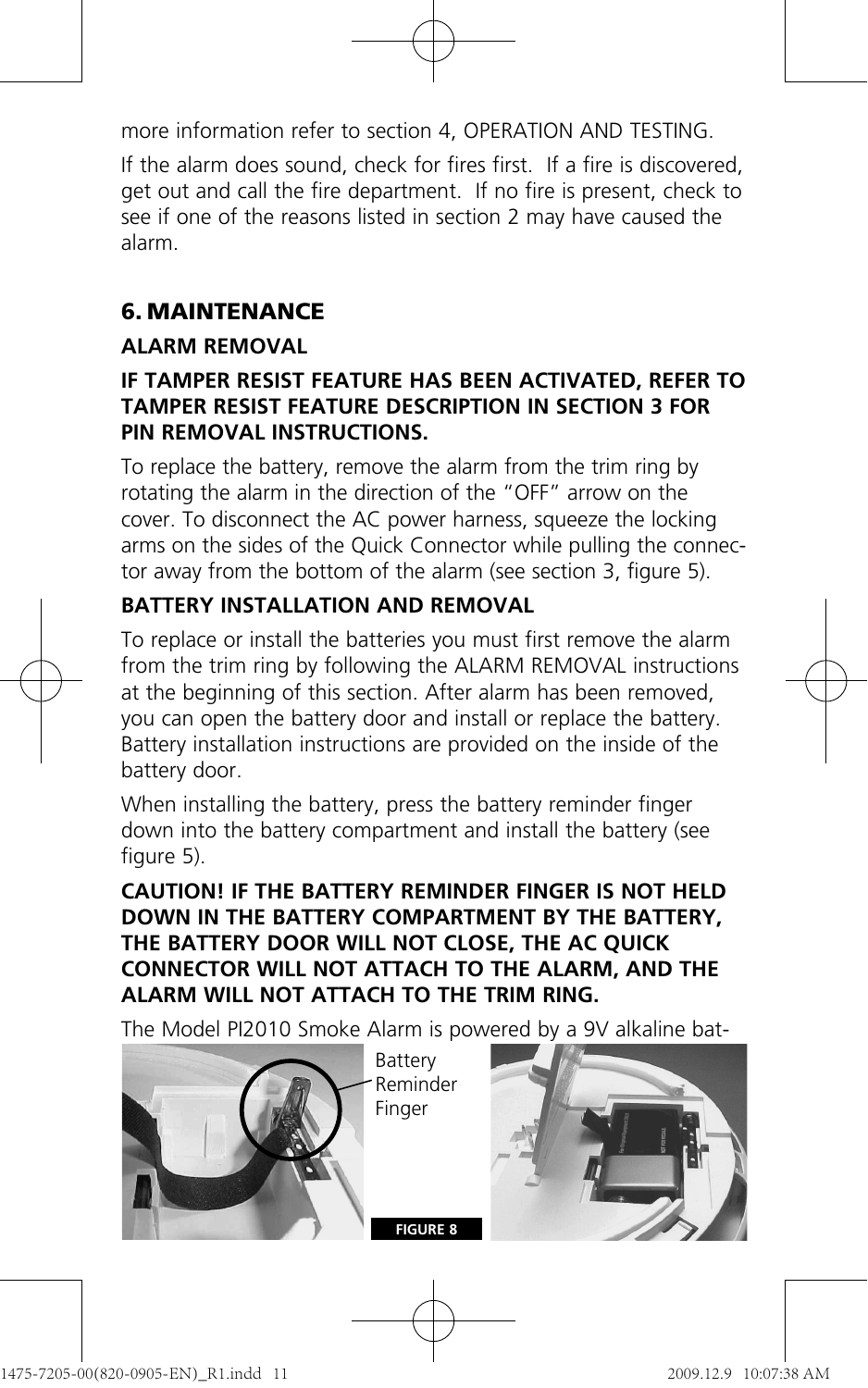more information refer to section 4, OPERATION AND TESTING.

If the alarm does sound, check for fires first. If a fire is discovered, get out and call the fire department. If no fire is present, check to see if one of the reasons listed in section 2 may have caused the alarm.

## 6. MAINTENANCE

### ALARM REMOVAL

**IF TAMPER RESIST FEATURE HAS BEEN ACTIVATED, REFER TO TAMPER RESIST FEATURE DESCRIPTION IN SECTION 3 FOR PIN REMOVAL INSTRUCTIONS.**

To replace the battery, remove the alarm from the trim ring by rotating the alarm in the direction of the "OFF" arrow on the cover. To disconnect the AC power harness, squeeze the locking arms on the sides of the Quick Connector while pulling the connector away from the bottom of the alarm (see section 3, figure 5).

### BATTERY INSTALLATION AND REMOVAL

To replace or install the batteries you must first remove the alarm from the trim ring by following the ALARM REMOVAL instructions at the beginning of this section. After alarm has been removed, you can open the battery door and install or replace the battery. Battery installation instructions are provided on the inside of the battery door.

When installing the battery, press the battery reminder finger down into the battery compartment and install the battery (see figure 5).

**CAUTION! IF THE BATTERY REMINDER FINGER IS NOT HELD DOWN IN THE BATTERY COMPARTMENT BY THE BATTERY, THE BATTERY DOOR WILL NOT CLOSE, THE AC QUICK CONNECTOR WILL NOT ATTACH TO THE ALARM, AND THE ALARM WILL NOT ATTACH TO THE TRIM RING.**

The Model PI2010 Smoke Alarm is powered by a 9V alkaline bat-

Battery Reminder Finger

**FIGURE 8**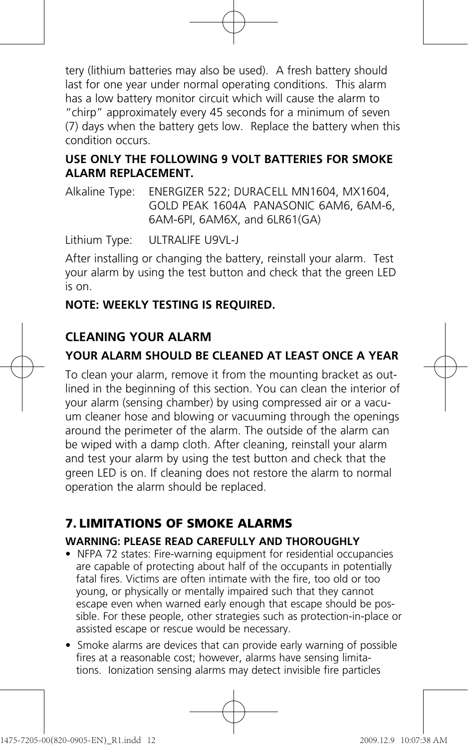tery (lithium batteries may also be used). A fresh battery should last for one year under normal operating conditions. This alarm has a low battery monitor circuit which will cause the alarm to "chirp" approximately every 45 seconds for a minimum of seven (7) days when the battery gets low. Replace the battery when this condition occurs.

**USE ONLY THE FOLLOWING 9 VOLT BATTERIES FOR SMOKE ALARM REPLACEMENT.**

Alkaline Type: ENERGIZER 522; DURACELL MN1604, MX1604, GOLD PEAK 1604A PANASONIC 6AM6, 6AM-6, 6AM-6PI, 6AM6X, and 6LR61(GA)

Lithium Type: ULTRALIFE U9VL-J

After installing or changing the battery, reinstall your alarm. Test your alarm by using the test button and check that the green LED is on.

**NOTE: WEEKLY TESTING IS REQUIRED.**

## CLEANING YOUR ALARM

### YOUR ALARM SHOULD BE CLEANED AT LEAST ONCE A YEAR

To clean your alarm, remove it from the mounting bracket as outlined in the beginning of this section. You can clean the interior of your alarm (sensing chamber) by using compressed air or a vacuum cleaner hose and blowing or vacuuming through the openings around the perimeter of the alarm. The outside of the alarm can be wiped with a damp cloth. After cleaning, reinstall your alarm and test your alarm by using the test button and check that the green LED is on. If cleaning does not restore the alarm to normal operation the alarm should be replaced.

## 7. LIMITATIONS OF SMOKE ALARMS

**WARNING: PLEASE READ CAREFULLY AND THOROUGHLY**

- NFPA 72 states: Fire-warning equipment for residential occupancies are capable of protecting about half of the occupants in potentially fatal fires. Victims are often intimate with the fire, too old or too young, or physically or mentally impaired such that they cannot escape even when warned early enough that escape should be possible. For these people, other strategies such as protection-in-place or assisted escape or rescue would be necessary.
- Smoke alarms are devices that can provide early warning of possible fires at a reasonable cost; however, alarms have sensing limitations. Ionization sensing alarms may detect invisible fire particles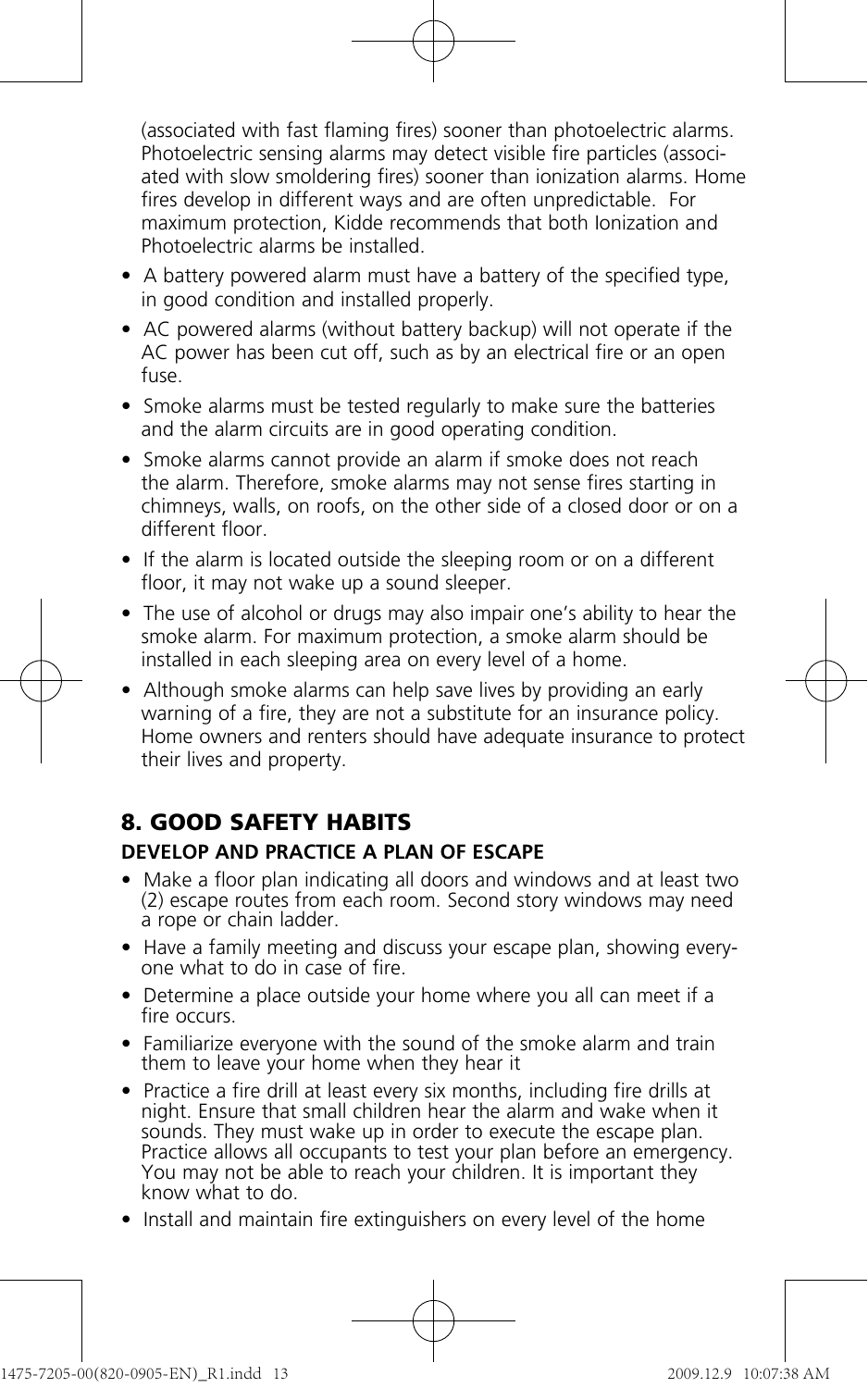(associated with fast flaming fires) sooner than photoelectric alarms. Photoelectric sensing alarms may detect visible fire particles (associated with slow smoldering fires) sooner than ionization alarms. Home fires develop in different ways and are often unpredictable. For maximum protection, Kidde recommends that both Ionization and Photoelectric alarms be installed.

- A battery powered alarm must have a battery of the specified type, in good condition and installed properly.
- AC powered alarms (without battery backup) will not operate if the AC power has been cut off, such as by an electrical fire or an open fuse.
- Smoke alarms must be tested regularly to make sure the batteries and the alarm circuits are in good operating condition.
- Smoke alarms cannot provide an alarm if smoke does not reach the alarm. Therefore, smoke alarms may not sense fires starting in chimneys, walls, on roofs, on the other side of a closed door or on a different floor.
- If the alarm is located outside the sleeping room or on a different floor, it may not wake up a sound sleeper.
- The use of alcohol or drugs may also impair one's ability to hear the smoke alarm. For maximum protection, a smoke alarm should be installed in each sleeping area on every level of a home.
- Although smoke alarms can help save lives by providing an early warning of a fire, they are not a substitute for an insurance policy. Home owners and renters should have adequate insurance to protect their lives and property.

## 8. GOOD SAFETY HABITS

**DEVELOP AND PRACTICE A PLAN OF ESCAPE**

- Make a floor plan indicating all doors and windows and at least two (2) escape routes from each room. Second story windows may need a rope or chain ladder.
- Have a family meeting and discuss your escape plan, showing everyone what to do in case of fire.
- Determine a place outside your home where you all can meet if a fire occurs.
- Familiarize everyone with the sound of the smoke alarm and train them to leave your home when they hear it
- Practice a fire drill at least every six months, including fire drills at night. Ensure that small children hear the alarm and wake when it sounds. They must wake up in order to execute the escape plan. Practice allows all occupants to test your plan before an emergency. You may not be able to reach your children. It is important they know what to do.
- Install and maintain fire extinguishers on every level of the home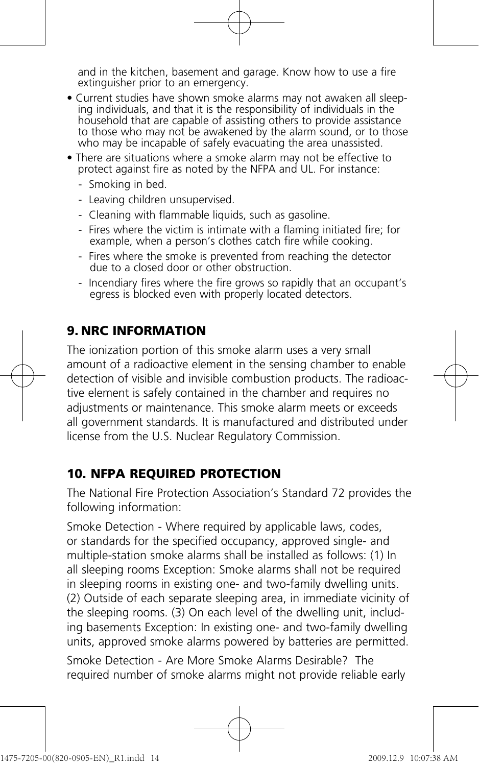and in the kitchen, basement and garage. Know how to use a fire extinguisher prior to an emergency.

- Current studies have shown smoke alarms may not awaken all sleeping individuals, and that it is the responsibility of individuals in the household that are capable of assisting others to provide assistance to those who may not be awakened by the alarm sound, or to those who may be incapable of safely evacuating the area unassisted.
- There are situations where a smoke alarm may not be effective to protect against fire as noted by the NFPA and UL. For instance:
  - Smoking in bed.
  - Leaving children unsupervised.
  - Cleaning with flammable liquids, such as gasoline.
  - Fires where the victim is intimate with a flaming initiated fire; for example, when a person's clothes catch fire while cooking.
  - Fires where the smoke is prevented from reaching the detector due to a closed door or other obstruction.
  - Incendiary fires where the fire grows so rapidly that an occupant's egress is blocked even with properly located detectors.

## 9. NRC INFORMATION

The ionization portion of this smoke alarm uses a very small amount of a radioactive element in the sensing chamber to enable detection of visible and invisible combustion products. The radioactive element is safely contained in the chamber and requires no adjustments or maintenance. This smoke alarm meets or exceeds all government standards. It is manufactured and distributed under license from the U.S. Nuclear Regulatory Commission.

## 10. NFPA REQUIRED PROTECTION

The National Fire Protection Association's Standard 72 provides the following information:

Smoke Detection - Where required by applicable laws, codes, or standards for the specified occupancy, approved single- and multiple-station smoke alarms shall be installed as follows: (1) In all sleeping rooms Exception: Smoke alarms shall not be required in sleeping rooms in existing one- and two-family dwelling units. (2) Outside of each separate sleeping area, in immediate vicinity of the sleeping rooms. (3) On each level of the dwelling unit, including basements Exception: In existing one- and two-family dwelling units, approved smoke alarms powered by batteries are permitted.

Smoke Detection - Are More Smoke Alarms Desirable? The required number of smoke alarms might not provide reliable early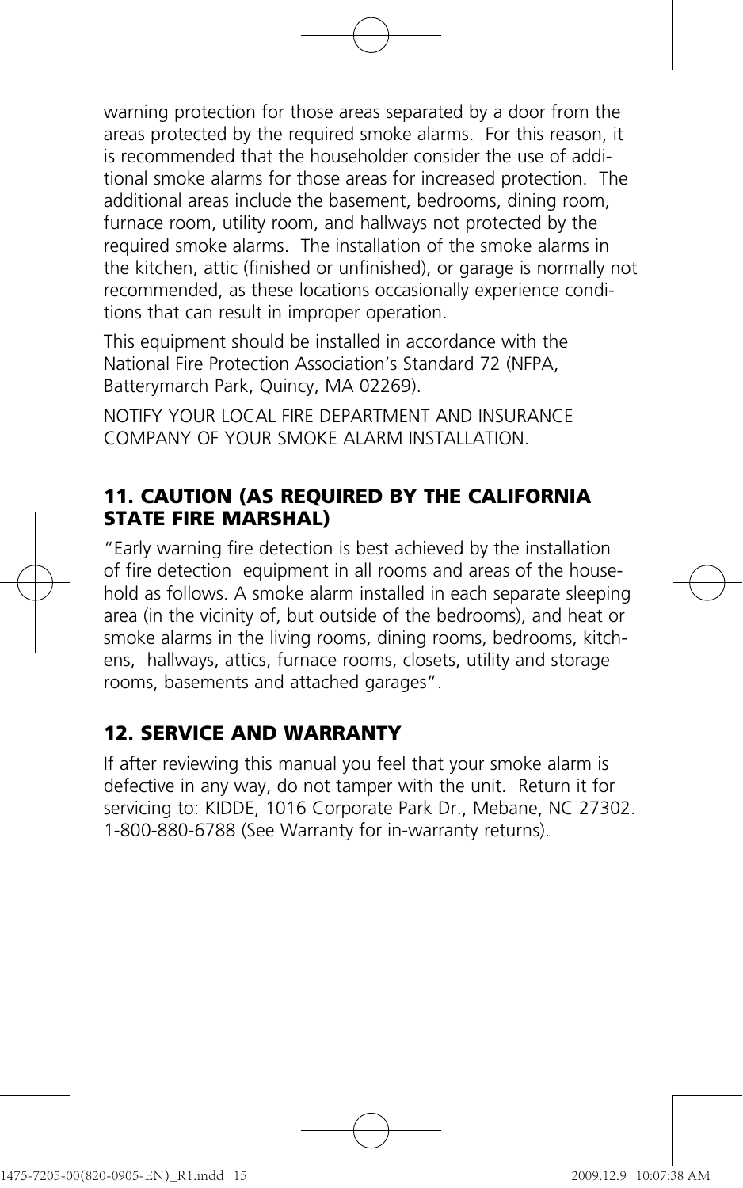warning protection for those areas separated by a door from the areas protected by the required smoke alarms. For this reason, it is recommended that the householder consider the use of additional smoke alarms for those areas for increased protection. The additional areas include the basement, bedrooms, dining room, furnace room, utility room, and hallways not protected by the required smoke alarms. The installation of the smoke alarms in the kitchen, attic (finished or unfinished), or garage is normally not recommended, as these locations occasionally experience conditions that can result in improper operation.

This equipment should be installed in accordance with the National Fire Protection Association's Standard 72 (NFPA, Batterymarch Park, Quincy, MA 02269).

NOTIFY YOUR LOCAL FIRE DEPARTMENT AND INSURANCE COMPANY OF YOUR SMOKE ALARM INSTALLATION.

## 11. CAUTION (AS REQUIRED BY THE CALIFORNIA STATE FIRE MARSHAL)

"Early warning fire detection is best achieved by the installation of fire detection equipment in all rooms and areas of the household as follows. A smoke alarm installed in each separate sleeping area (in the vicinity of, but outside of the bedrooms), and heat or smoke alarms in the living rooms, dining rooms, bedrooms, kitchens, hallways, attics, furnace rooms, closets, utility and storage rooms, basements and attached garages".

## 12. SERVICE AND WARRANTY

If after reviewing this manual you feel that your smoke alarm is defective in any way, do not tamper with the unit. Return it for servicing to: KIDDE, 1016 Corporate Park Dr., Mebane, NC 27302. 1-800-880-6788 (See Warranty for in-warranty returns).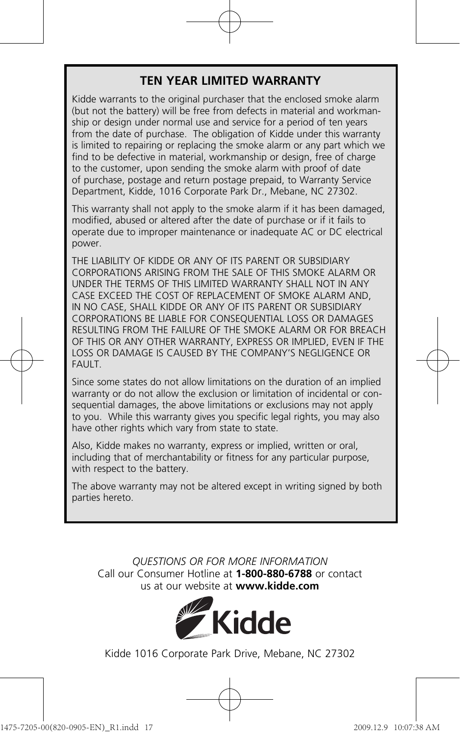## TEN YEAR LIMITED WARRANTY

Kidde warrants to the original purchaser that the enclosed smoke alarm (but not the battery) will be free from defects in material and workmanship or design under normal use and service for a period of ten years from the date of purchase. The obligation of Kidde under this warranty is limited to repairing or replacing the smoke alarm or any part which we find to be defective in material, workmanship or design, free of charge to the customer, upon sending the smoke alarm with proof of date of purchase, postage and return postage prepaid, to Warranty Service Department, Kidde, 1016 Corporate Park Dr., Mebane, NC 27302.

This warranty shall not apply to the smoke alarm if it has been damaged, modified, abused or altered after the date of purchase or if it fails to operate due to improper maintenance or inadequate AC or DC electrical power.

THE LIABILITY OF KIDDE OR ANY OF ITS PARENT OR SUBSIDIARY CORPORATIONS ARISING FROM THE SALE OF THIS SMOKE ALARM OR UNDER THE TERMS OF THIS LIMITED WARRANTY SHALL NOT IN ANY CASE EXCEED THE COST OF REPLACEMENT OF SMOKE ALARM AND, IN NO CASE, SHALL KIDDE OR ANY OF ITS PARENT OR SUBSIDIARY CORPORATIONS BE LIABLE FOR CONSEQUENTIAL LOSS OR DAMAGES RESULTING FROM THE FAILURE OF THE SMOKE ALARM OR FOR BREACH OF THIS OR ANY OTHER WARRANTY, EXPRESS OR IMPLIED, EVEN IF THE LOSS OR DAMAGE IS CAUSED BY THE COMPANY'S NEGLIGENCE OR FAULT.

Since some states do not allow limitations on the duration of an implied warranty or do not allow the exclusion or limitation of incidental or consequential damages, the above limitations or exclusions may not apply to you. While this warranty gives you specific legal rights, you may also have other rights which vary from state to state.

Also, Kidde makes no warranty, express or implied, written or oral, including that of merchantability or fitness for any particular purpose, with respect to the battery.

The above warranty may not be altered except in writing signed by both parties hereto.

*QUESTIONS OR FOR MORE INFORMATION*
Call our Consumer Hotline at **1-800-880-6788** or contact us at our website at **www.kidde.com**

Kidde

Kidde 1016 Corporate Park Drive, Mebane, NC 27302